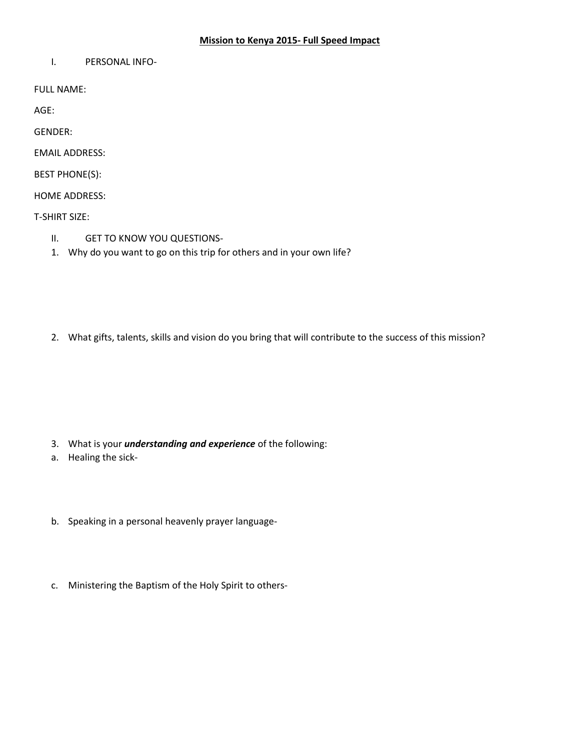# Mission to Kenya 2015- Full Speed Impact

I. PERSONAL INFO-

FULL NAME:

AGE:

GENDER:

EMAIL ADDRESS:

BEST PHONE(S):

HOME ADDRESS:

T-SHIRT SIZE:

II. GET TO KNOW YOU QUESTIONS-

1. Why do you want to go on this trip for others and in your own life?

2. What gifts, talents, skills and vision do you bring that will contribute to the success of this mission?

3. What is your ***understanding and experience*** of the following:

a. Healing the sick-

b. Speaking in a personal heavenly prayer language-

c. Ministering the Baptism of the Holy Spirit to others-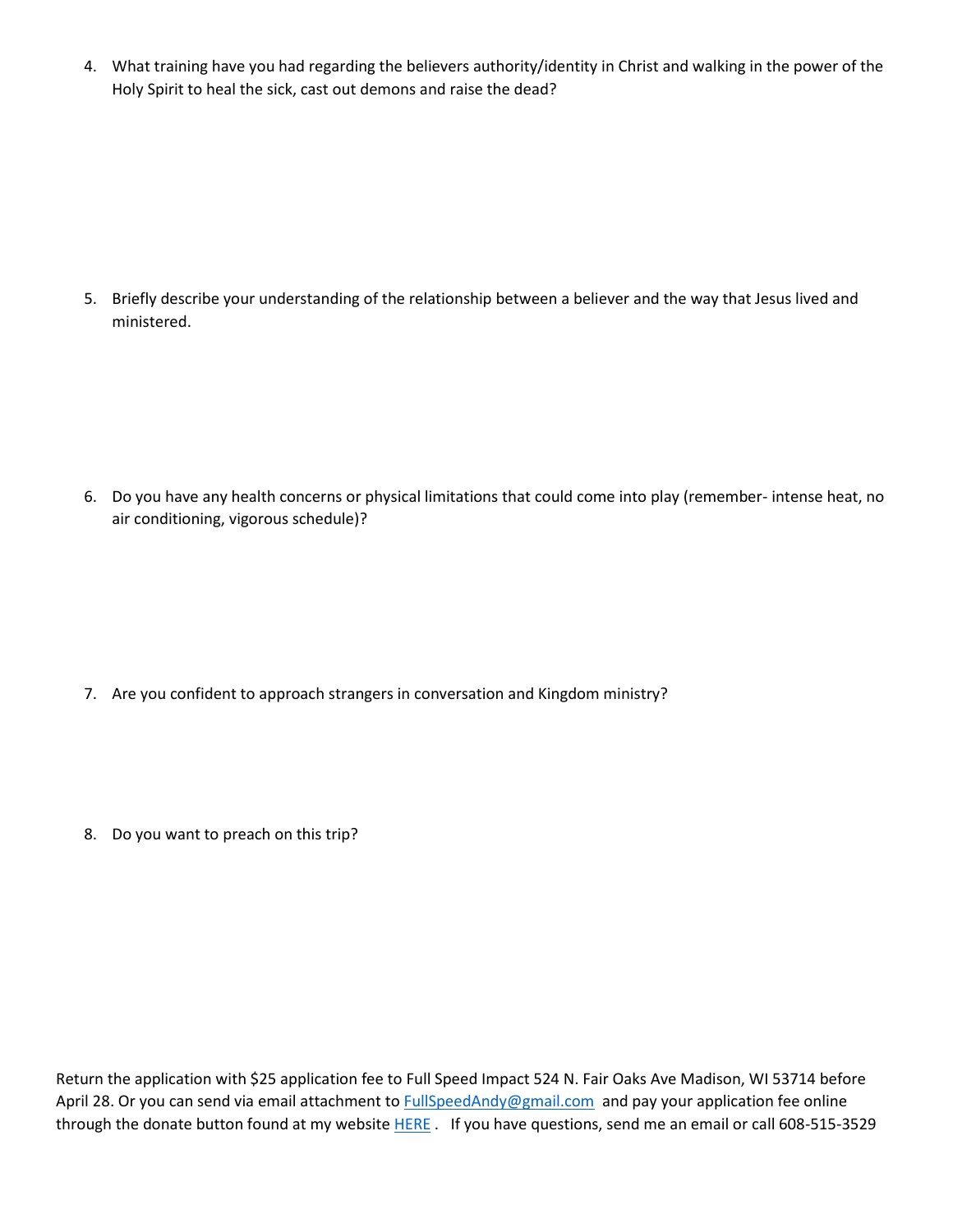4. What training have you had regarding the believers authority/identity in Christ and walking in the power of the Holy Spirit to heal the sick, cast out demons and raise the dead?

5. Briefly describe your understanding of the relationship between a believer and the way that Jesus lived and ministered.

6. Do you have any health concerns or physical limitations that could come into play (remember- intense heat, no air conditioning, vigorous schedule)?

7. Are you confident to approach strangers in conversation and Kingdom ministry?

8. Do you want to preach on this trip?

Return the application with $25 application fee to Full Speed Impact 524 N. Fair Oaks Ave Madison, WI 53714 before April 28. Or you can send via email attachment to FullSpeedAndy@gmail.com and pay your application fee online through the donate button found at my website HERE . If you have questions, send me an email or call 608-515-3529